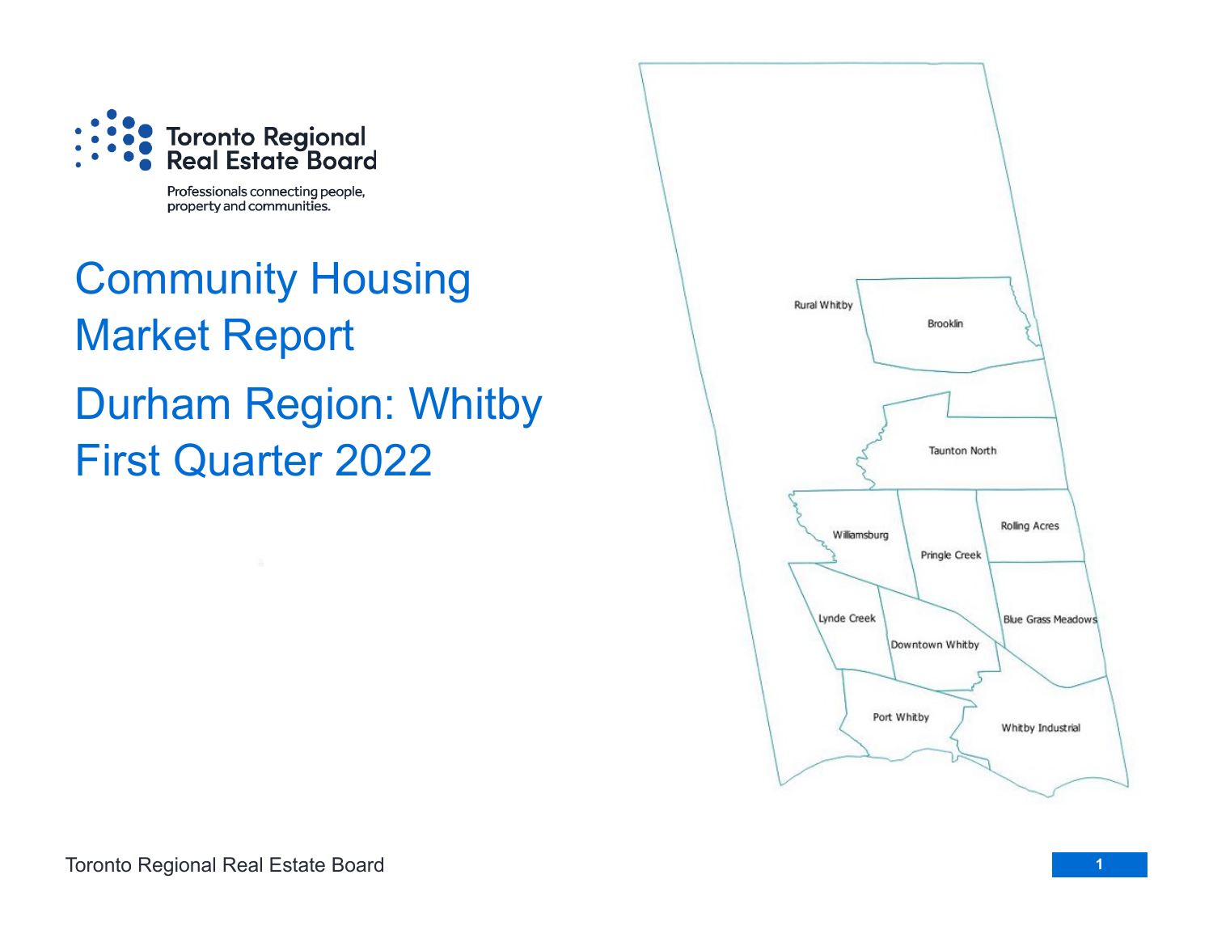Toronto Regional Real Estate Board

Professionals connecting people, property and communities.

# Community Housing Market Report

# Durham Region: Whitby First Quarter 2022

Rural Whitby

Brooklin

Taunton North

Williamsburg

Pringle Creek

Rolling Acres

Lynde Creek

Downtown Whitby

Blue Grass Meadows

Port Whitby

Whitby Industrial

Toronto Regional Real Estate Board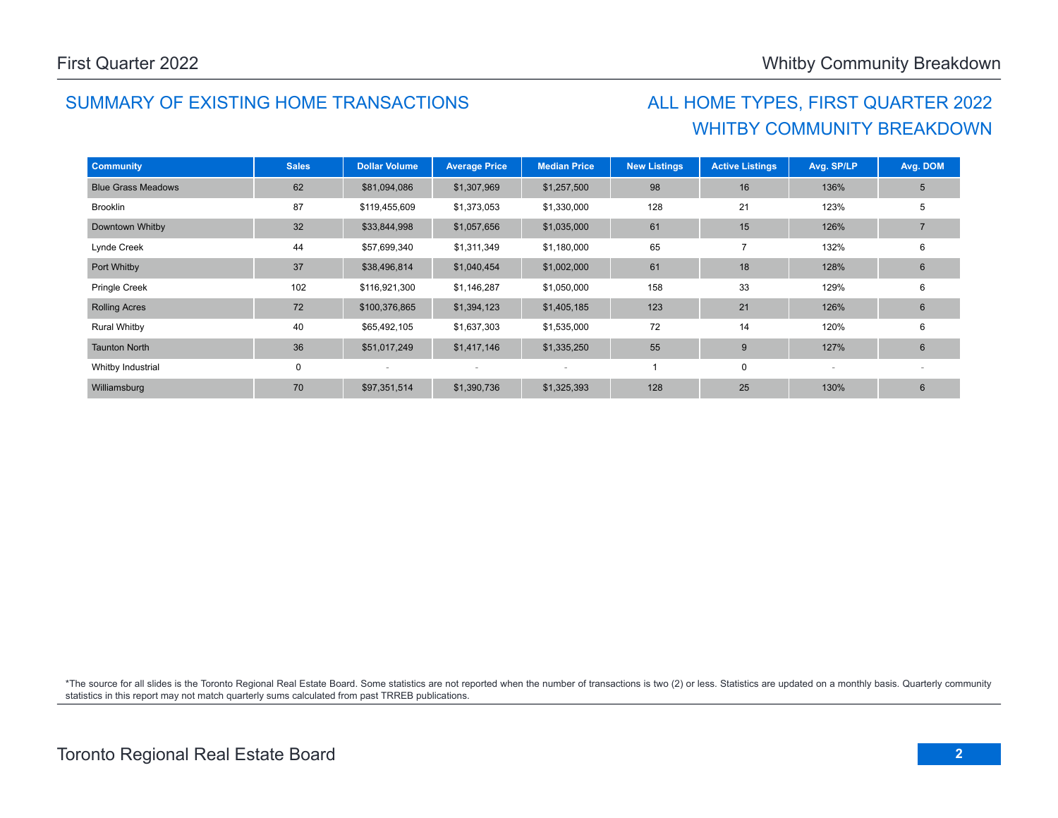## SUMMARY OF EXISTING HOME TRANSACTIONS

## ALL HOME TYPES, FIRST QUARTER 2022
## WHITBY COMMUNITY BREAKDOWN

| Community | Sales | Dollar Volume | Average Price | Median Price | New Listings | Active Listings | Avg. SP/LP | Avg. DOM |
|---|---|---|---|---|---|---|---|---|
| Blue Grass Meadows | 62 | $81,094,086 | $1,307,969 | $1,257,500 | 98 | 16 | 136% | 5 |
| Brooklin | 87 | $119,455,609 | $1,373,053 | $1,330,000 | 128 | 21 | 123% | 5 |
| Downtown Whitby | 32 | $33,844,998 | $1,057,656 | $1,035,000 | 61 | 15 | 126% | 7 |
| Lynde Creek | 44 | $57,699,340 | $1,311,349 | $1,180,000 | 65 | 7 | 132% | 6 |
| Port Whitby | 37 | $38,496,814 | $1,040,454 | $1,002,000 | 61 | 18 | 128% | 6 |
| Pringle Creek | 102 | $116,921,300 | $1,146,287 | $1,050,000 | 158 | 33 | 129% | 6 |
| Rolling Acres | 72 | $100,376,865 | $1,394,123 | $1,405,185 | 123 | 21 | 126% | 6 |
| Rural Whitby | 40 | $65,492,105 | $1,637,303 | $1,535,000 | 72 | 14 | 120% | 6 |
| Taunton North | 36 | $51,017,249 | $1,417,146 | $1,335,250 | 55 | 9 | 127% | 6 |
| Whitby Industrial | 0 | - | - | - | 1 | 0 | - | - |
| Williamsburg | 70 | $97,351,514 | $1,390,736 | $1,325,393 | 128 | 25 | 130% | 6 |

*The source for all slides is the Toronto Regional Real Estate Board. Some statistics are not reported when the number of transactions is two (2) or less. Statistics are updated on a monthly basis. Quarterly community statistics in this report may not match quarterly sums calculated from past TRREB publications.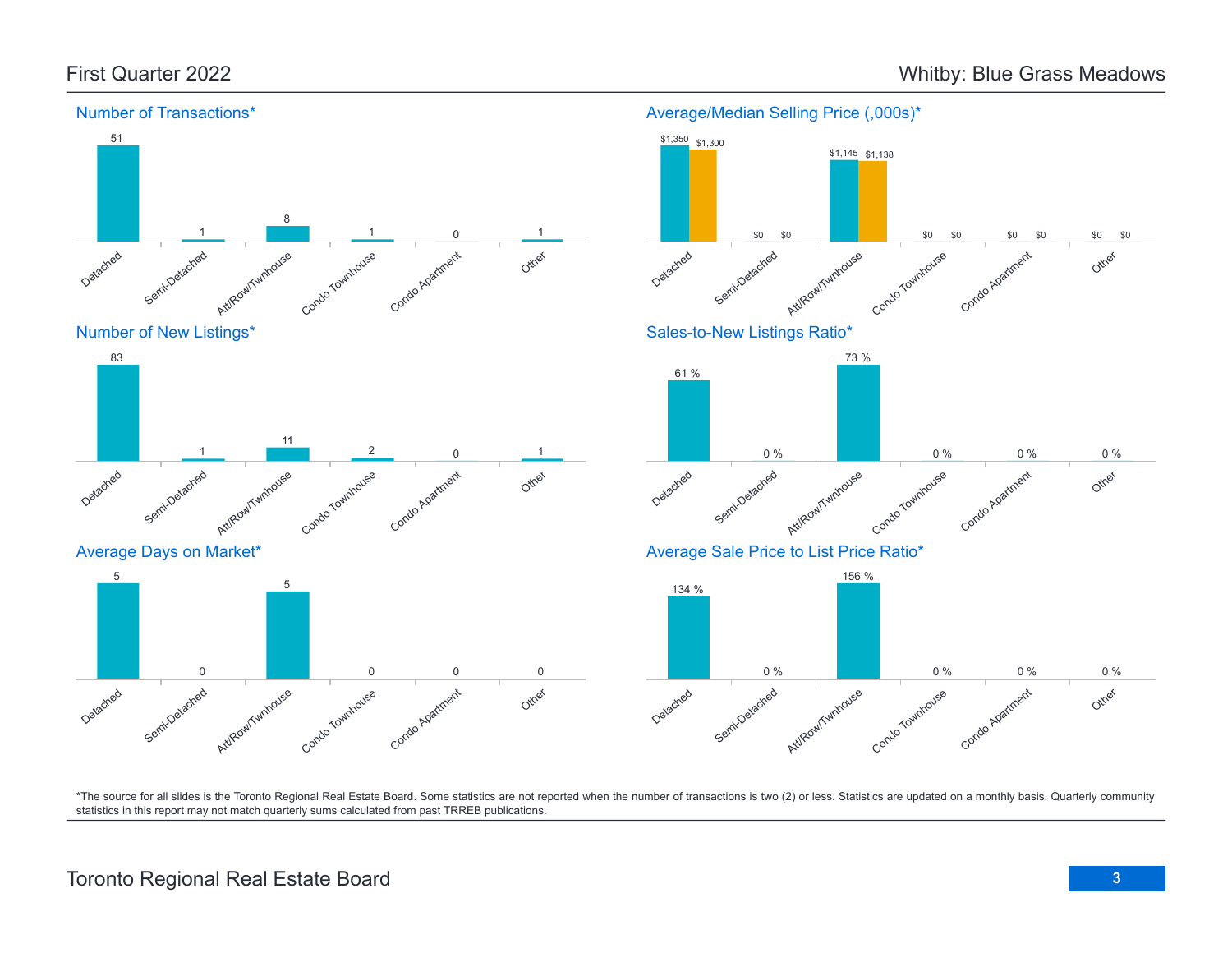First Quarter 2022

Whitby: Blue Grass Meadows

## Number of Transactions*

| Detached | Semi-Detached | Att/Row/Twnhouse | Condo Townhouse | Condo Apartment | Other |
|---|---|---|---|---|---|
| 51 | 1 | 8 | 1 | 0 | 1 |

## Average/Median Selling Price (,000s)*

| | Detached | Semi-Detached | Att/Row/Twnhouse | Condo Townhouse | Condo Apartment | Other |
|---|---|---|---|---|---|---|
| Average | $1,350 | $0 | $1,145 | $0 | $0 | $0 |
| Median | $1,300 | $0 | $1,138 | $0 | $0 | $0 |

## Number of New Listings*

| Detached | Semi-Detached | Att/Row/Twnhouse | Condo Townhouse | Condo Apartment | Other |
|---|---|---|---|---|---|
| 83 | 1 | 11 | 2 | 0 | 1 |

## Sales-to-New Listings Ratio*

| Detached | Semi-Detached | Att/Row/Twnhouse | Condo Townhouse | Condo Apartment | Other |
|---|---|---|---|---|---|
| 61 % | 0 % | 73 % | 0 % | 0 % | 0 % |

## Average Days on Market*

| Detached | Semi-Detached | Att/Row/Twnhouse | Condo Townhouse | Condo Apartment | Other |
|---|---|---|---|---|---|
| 5 | 0 | 5 | 0 | 0 | 0 |

## Average Sale Price to List Price Ratio*

| Detached | Semi-Detached | Att/Row/Twnhouse | Condo Townhouse | Condo Apartment | Other |
|---|---|---|---|---|---|
| 134 % | 0 % | 156 % | 0 % | 0 % | 0 % |

*The source for all slides is the Toronto Regional Real Estate Board. Some statistics are not reported when the number of transactions is two (2) or less. Statistics are updated on a monthly basis. Quarterly community statistics in this report may not match quarterly sums calculated from past TRREB publications.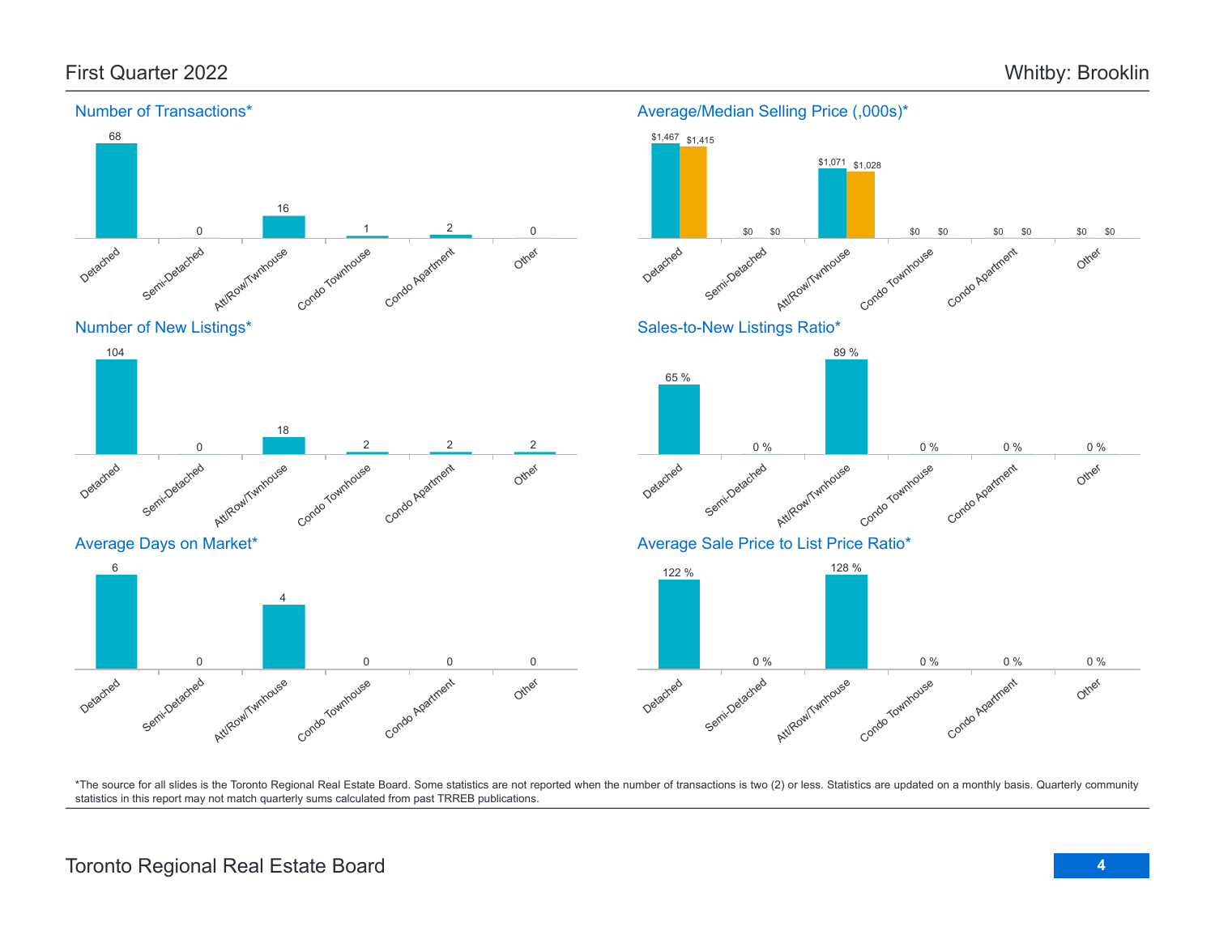First Quarter 2022 — Whitby: Brooklin

## Number of Transactions*

| Detached | Semi-Detached | Att/Row/Twnhouse | Condo Townhouse | Condo Apartment | Other |
|---|---|---|---|---|---|
| 68 | 0 | 16 | 1 | 2 | 0 |

## Average/Median Selling Price (,000s)*

| | Detached | Semi-Detached | Att/Row/Twnhouse | Condo Townhouse | Condo Apartment | Other |
|---|---|---|---|---|---|---|
| Average | $1,467 | $0 | $1,071 | $0 | $0 | $0 |
| Median | $1,415 | $0 | $1,028 | $0 | $0 | $0 |

## Number of New Listings*

| Detached | Semi-Detached | Att/Row/Twnhouse | Condo Townhouse | Condo Apartment | Other |
|---|---|---|---|---|---|
| 104 | 0 | 18 | 2 | 2 | 2 |

## Sales-to-New Listings Ratio*

| Detached | Semi-Detached | Att/Row/Twnhouse | Condo Townhouse | Condo Apartment | Other |
|---|---|---|---|---|---|
| 65 % | 0 % | 89 % | 0 % | 0 % | 0 % |

## Average Days on Market*

| Detached | Semi-Detached | Att/Row/Twnhouse | Condo Townhouse | Condo Apartment | Other |
|---|---|---|---|---|---|
| 6 | 0 | 4 | 0 | 0 | 0 |

## Average Sale Price to List Price Ratio*

| Detached | Semi-Detached | Att/Row/Twnhouse | Condo Townhouse | Condo Apartment | Other |
|---|---|---|---|---|---|
| 122 % | 0 % | 128 % | 0 % | 0 % | 0 % |

*The source for all slides is the Toronto Regional Real Estate Board. Some statistics are not reported when the number of transactions is two (2) or less. Statistics are updated on a monthly basis. Quarterly community statistics in this report may not match quarterly sums calculated from past TRREB publications.

Toronto Regional Real Estate Board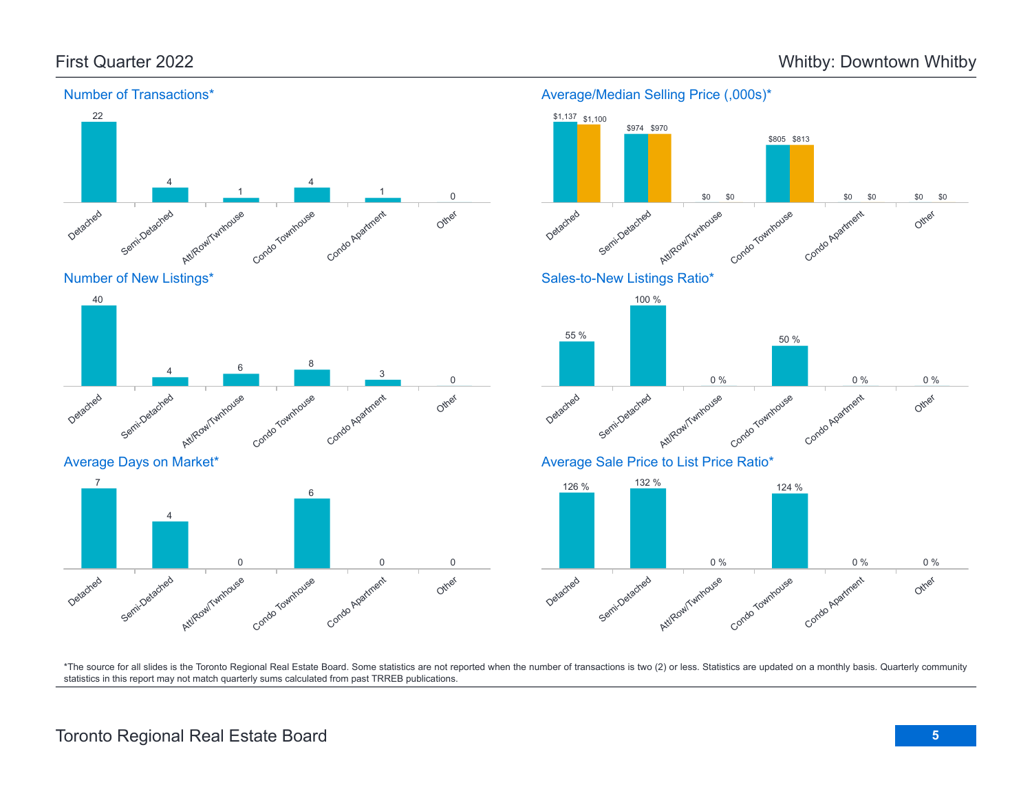# First Quarter 2022

# Whitby: Downtown Whitby

## Number of Transactions*

| Detached | Semi-Detached | Att/Row/Twnhouse | Condo Townhouse | Condo Apartment | Other |
|---|---|---|---|---|---|
| 22 | 4 | 1 | 4 | 1 | 0 |

## Average/Median Selling Price (,000s)*

| | Detached | Semi-Detached | Att/Row/Twnhouse | Condo Townhouse | Condo Apartment | Other |
|---|---|---|---|---|---|---|
| Average | $1,137 | $974 | $0 | $805 | $0 | $0 |
| Median | $1,100 | $970 | $0 | $813 | $0 | $0 |

## Number of New Listings*

| Detached | Semi-Detached | Att/Row/Twnhouse | Condo Townhouse | Condo Apartment | Other |
|---|---|---|---|---|---|
| 40 | 4 | 6 | 8 | 3 | 0 |

## Sales-to-New Listings Ratio*

| Detached | Semi-Detached | Att/Row/Twnhouse | Condo Townhouse | Condo Apartment | Other |
|---|---|---|---|---|---|
| 55 % | 100 % | 0 % | 50 % | 0 % | 0 % |

## Average Days on Market*

| Detached | Semi-Detached | Att/Row/Twnhouse | Condo Townhouse | Condo Apartment | Other |
|---|---|---|---|---|---|
| 7 | 4 | 0 | 6 | 0 | 0 |

## Average Sale Price to List Price Ratio*

| Detached | Semi-Detached | Att/Row/Twnhouse | Condo Townhouse | Condo Apartment | Other |
|---|---|---|---|---|---|
| 126 % | 132 % | 0 % | 124 % | 0 % | 0 % |

*The source for all slides is the Toronto Regional Real Estate Board. Some statistics are not reported when the number of transactions is two (2) or less. Statistics are updated on a monthly basis. Quarterly community statistics in this report may not match quarterly sums calculated from past TRREB publications.

Toronto Regional Real Estate Board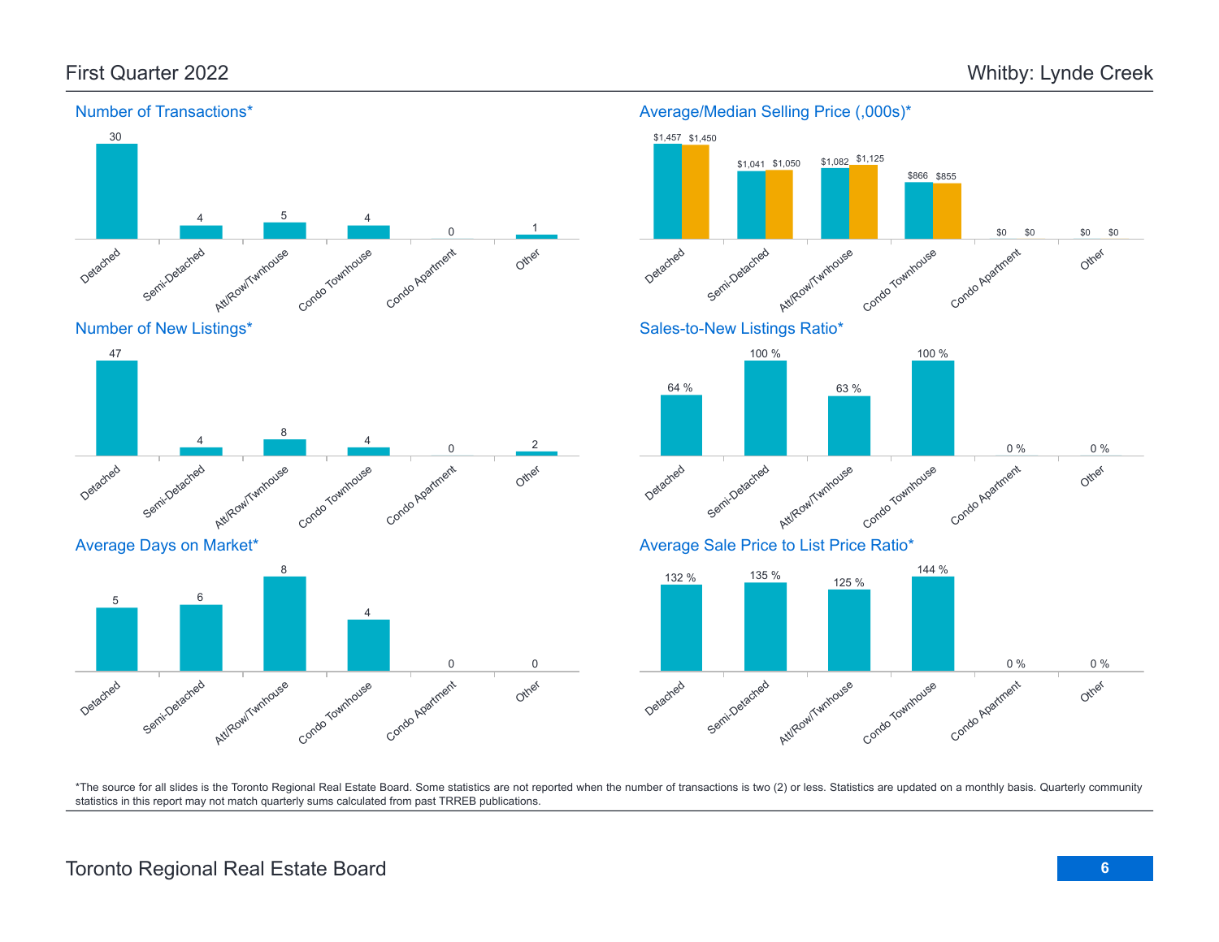# First Quarter 2022

# Whitby: Lynde Creek

## Number of Transactions*

| Detached | Semi-Detached | Att/Row/Twnhouse | Condo Townhouse | Condo Apartment | Other |
|---|---|---|---|---|---|
| 30 | 4 | 5 | 4 | 0 | 1 |

## Average/Median Selling Price (,000s)*

| | Detached | Semi-Detached | Att/Row/Twnhouse | Condo Townhouse | Condo Apartment | Other |
|---|---|---|---|---|---|---|
| Average | $1,457 | $1,041 | $1,082 | $866 | $0 | $0 |
| Median | $1,450 | $1,050 | $1,125 | $855 | $0 | $0 |

## Number of New Listings*

| Detached | Semi-Detached | Att/Row/Twnhouse | Condo Townhouse | Condo Apartment | Other |
|---|---|---|---|---|---|
| 47 | 4 | 8 | 4 | 0 | 2 |

## Sales-to-New Listings Ratio*

| Detached | Semi-Detached | Att/Row/Twnhouse | Condo Townhouse | Condo Apartment | Other |
|---|---|---|---|---|---|
| 64 % | 100 % | 63 % | 100 % | 0 % | 0 % |

## Average Days on Market*

| Detached | Semi-Detached | Att/Row/Twnhouse | Condo Townhouse | Condo Apartment | Other |
|---|---|---|---|---|---|
| 5 | 6 | 8 | 4 | 0 | 0 |

## Average Sale Price to List Price Ratio*

| Detached | Semi-Detached | Att/Row/Twnhouse | Condo Townhouse | Condo Apartment | Other |
|---|---|---|---|---|---|
| 132 % | 135 % | 125 % | 144 % | 0 % | 0 % |

*The source for all slides is the Toronto Regional Real Estate Board. Some statistics are not reported when the number of transactions is two (2) or less. Statistics are updated on a monthly basis. Quarterly community statistics in this report may not match quarterly sums calculated from past TRREB publications.

Toronto Regional Real Estate Board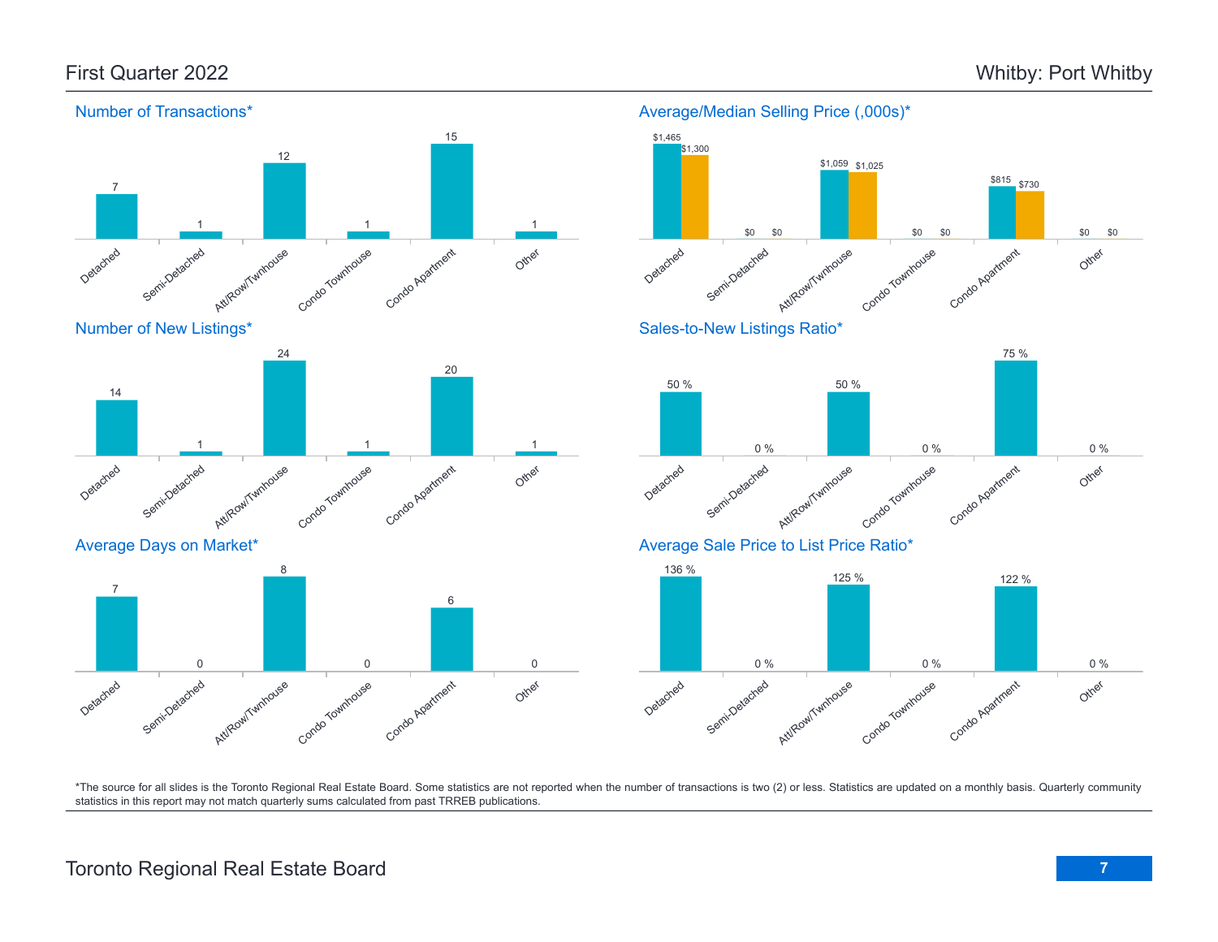# First Quarter 2022

# Whitby: Port Whitby

## Number of Transactions*

| Detached | Semi-Detached | Att/Row/Twnhouse | Condo Townhouse | Condo Apartment | Other |
|---|---|---|---|---|---|
| 7 | 1 | 12 | 1 | 15 | 1 |

## Average/Median Selling Price (,000s)*

| | Detached | Semi-Detached | Att/Row/Twnhouse | Condo Townhouse | Condo Apartment | Other |
|---|---|---|---|---|---|---|
| Average | $1,465 | $0 | $1,059 | $0 | $815 | $0 |
| Median | $1,300 | $0 | $1,025 | $0 | $730 | $0 |

## Number of New Listings*

| Detached | Semi-Detached | Att/Row/Twnhouse | Condo Townhouse | Condo Apartment | Other |
|---|---|---|---|---|---|
| 14 | 1 | 24 | 1 | 20 | 1 |

## Sales-to-New Listings Ratio*

| Detached | Semi-Detached | Att/Row/Twnhouse | Condo Townhouse | Condo Apartment | Other |
|---|---|---|---|---|---|
| 50 % | 0 % | 50 % | 0 % | 75 % | 0 % |

## Average Days on Market*

| Detached | Semi-Detached | Att/Row/Twnhouse | Condo Townhouse | Condo Apartment | Other |
|---|---|---|---|---|---|
| 7 | 0 | 8 | 0 | 6 | 0 |

## Average Sale Price to List Price Ratio*

| Detached | Semi-Detached | Att/Row/Twnhouse | Condo Townhouse | Condo Apartment | Other |
|---|---|---|---|---|---|
| 136 % | 0 % | 125 % | 0 % | 122 % | 0 % |

*The source for all slides is the Toronto Regional Real Estate Board. Some statistics are not reported when the number of transactions is two (2) or less. Statistics are updated on a monthly basis. Quarterly community statistics in this report may not match quarterly sums calculated from past TRREB publications.

Toronto Regional Real Estate Board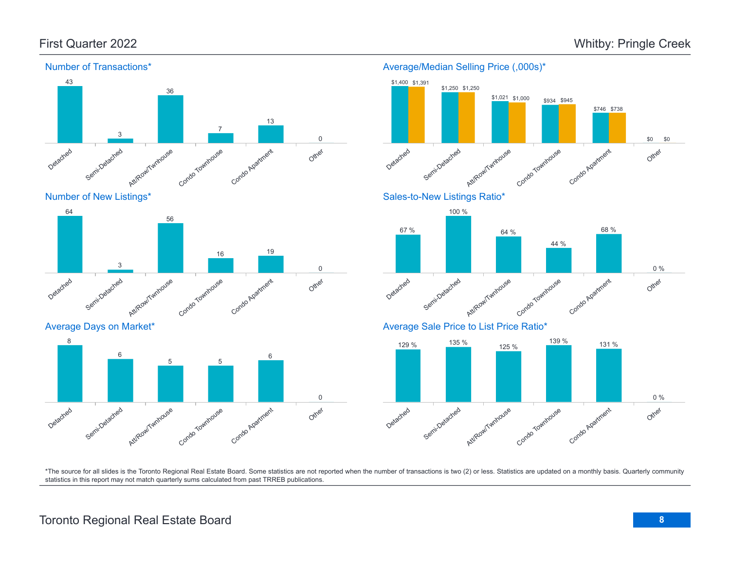# Whitby: Pringle Creek

First Quarter 2022

## Number of Transactions*

| Detached | Semi-Detached | Att/Row/Twnhouse | Condo Townhouse | Condo Apartment | Other |
|---|---|---|---|---|---|
| 43 | 3 | 36 | 7 | 13 | 0 |

## Average/Median Selling Price (,000s)*

| | Detached | Semi-Detached | Att/Row/Twnhouse | Condo Townhouse | Condo Apartment | Other |
|---|---|---|---|---|---|---|
| Average | $1,400 | $1,250 | $1,021 | $934 | $746 | $0 |
| Median | $1,391 | $1,250 | $1,000 | $945 | $738 | $0 |

## Number of New Listings*

| Detached | Semi-Detached | Att/Row/Twnhouse | Condo Townhouse | Condo Apartment | Other |
|---|---|---|---|---|---|
| 64 | 3 | 56 | 16 | 19 | 0 |

## Sales-to-New Listings Ratio*

| Detached | Semi-Detached | Att/Row/Twnhouse | Condo Townhouse | Condo Apartment | Other |
|---|---|---|---|---|---|
| 67 % | 100 % | 64 % | 44 % | 68 % | 0 % |

## Average Days on Market*

| Detached | Semi-Detached | Att/Row/Twnhouse | Condo Townhouse | Condo Apartment | Other |
|---|---|---|---|---|---|
| 8 | 6 | 5 | 5 | 6 | 0 |

## Average Sale Price to List Price Ratio*

| Detached | Semi-Detached | Att/Row/Twnhouse | Condo Townhouse | Condo Apartment | Other |
|---|---|---|---|---|---|
| 129 % | 135 % | 125 % | 139 % | 131 % | 0 % |

*The source for all slides is the Toronto Regional Real Estate Board. Some statistics are not reported when the number of transactions is two (2) or less. Statistics are updated on a monthly basis. Quarterly community statistics in this report may not match quarterly sums calculated from past TRREB publications.

Toronto Regional Real Estate Board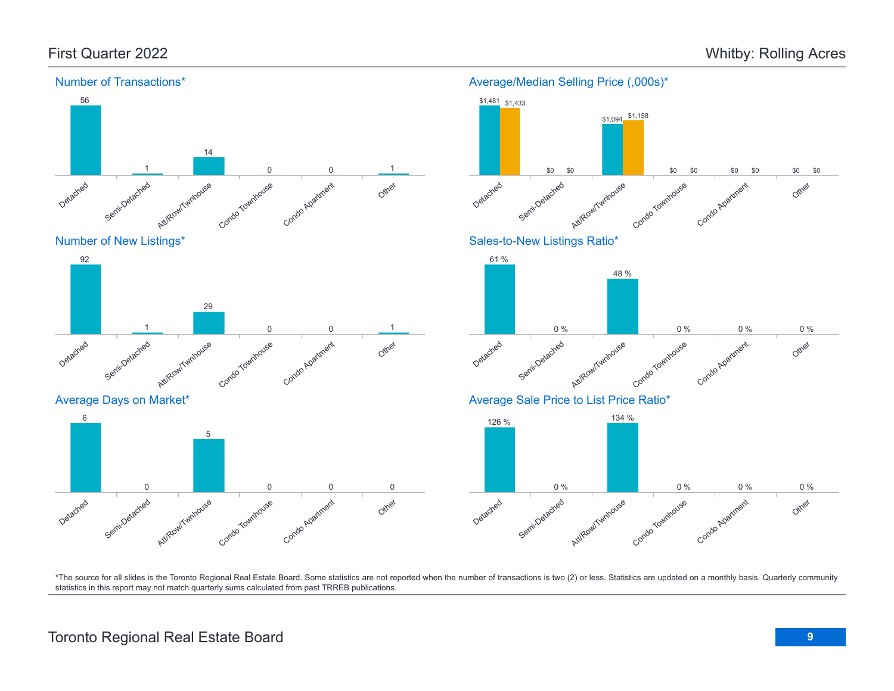## First Quarter 2022 — Whitby: Rolling Acres

### Number of Transactions*

| Detached | Semi-Detached | Att/Row/Twnhouse | Condo Townhouse | Condo Apartment | Other |
|---|---|---|---|---|---|
| 56 | 1 | 14 | 0 | 0 | 1 |

### Average/Median Selling Price (,000s)*

| | Detached | Semi-Detached | Att/Row/Twnhouse | Condo Townhouse | Condo Apartment | Other |
|---|---|---|---|---|---|---|
| Average | $1,481 | $0 | $1,094 | $0 | $0 | $0 |
| Median | $1,433 | $0 | $1,158 | $0 | $0 | $0 |

### Number of New Listings*

| Detached | Semi-Detached | Att/Row/Twnhouse | Condo Townhouse | Condo Apartment | Other |
|---|---|---|---|---|---|
| 92 | 1 | 29 | 0 | 0 | 1 |

### Sales-to-New Listings Ratio*

| Detached | Semi-Detached | Att/Row/Twnhouse | Condo Townhouse | Condo Apartment | Other |
|---|---|---|---|---|---|
| 61 % | 0 % | 48 % | 0 % | 0 % | 0 % |

### Average Days on Market*

| Detached | Semi-Detached | Att/Row/Twnhouse | Condo Townhouse | Condo Apartment | Other |
|---|---|---|---|---|---|
| 6 | 0 | 5 | 0 | 0 | 0 |

### Average Sale Price to List Price Ratio*

| Detached | Semi-Detached | Att/Row/Twnhouse | Condo Townhouse | Condo Apartment | Other |
|---|---|---|---|---|---|
| 126 % | 0 % | 134 % | 0 % | 0 % | 0 % |

*The source for all slides is the Toronto Regional Real Estate Board. Some statistics are not reported when the number of transactions is two (2) or less. Statistics are updated on a monthly basis. Quarterly community statistics in this report may not match quarterly sums calculated from past TRREB publications.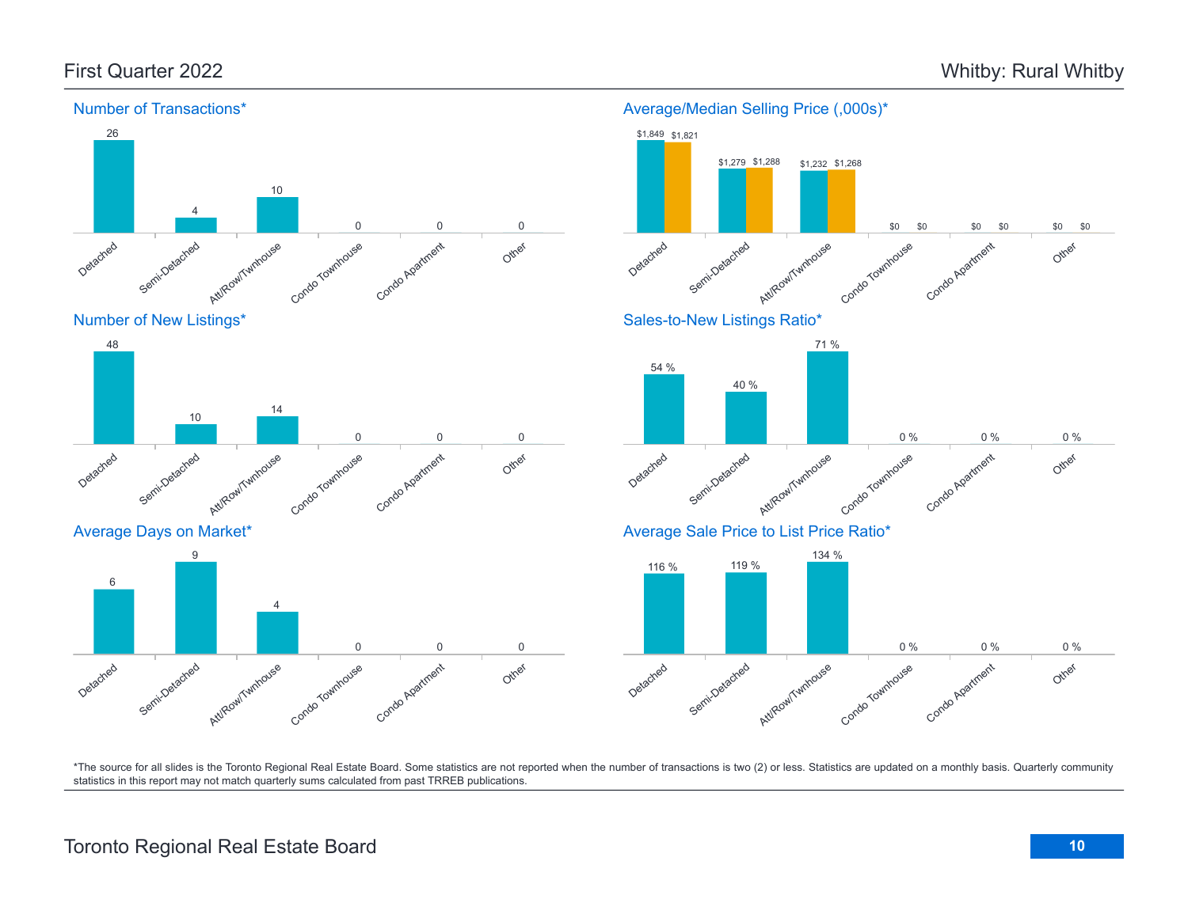# First Quarter 2022 — Whitby: Rural Whitby

## Number of Transactions*

| Detached | Semi-Detached | Att/Row/Twnhouse | Condo Townhouse | Condo Apartment | Other |
|---|---|---|---|---|---|
| 26 | 4 | 10 | 0 | 0 | 0 |

## Average/Median Selling Price (,000s)*

| | Detached | Semi-Detached | Att/Row/Twnhouse | Condo Townhouse | Condo Apartment | Other |
|---|---|---|---|---|---|---|
| Average | $1,849 | $1,279 | $1,232 | $0 | $0 | $0 |
| Median | $1,821 | $1,288 | $1,268 | $0 | $0 | $0 |

## Number of New Listings*

| Detached | Semi-Detached | Att/Row/Twnhouse | Condo Townhouse | Condo Apartment | Other |
|---|---|---|---|---|---|
| 48 | 10 | 14 | 0 | 0 | 0 |

## Sales-to-New Listings Ratio*

| Detached | Semi-Detached | Att/Row/Twnhouse | Condo Townhouse | Condo Apartment | Other |
|---|---|---|---|---|---|
| 54 % | 40 % | 71 % | 0 % | 0 % | 0 % |

## Average Days on Market*

| Detached | Semi-Detached | Att/Row/Twnhouse | Condo Townhouse | Condo Apartment | Other |
|---|---|---|---|---|---|
| 6 | 9 | 4 | 0 | 0 | 0 |

## Average Sale Price to List Price Ratio*

| Detached | Semi-Detached | Att/Row/Twnhouse | Condo Townhouse | Condo Apartment | Other |
|---|---|---|---|---|---|
| 116 % | 119 % | 134 % | 0 % | 0 % | 0 % |

*The source for all slides is the Toronto Regional Real Estate Board. Some statistics are not reported when the number of transactions is two (2) or less. Statistics are updated on a monthly basis. Quarterly community statistics in this report may not match quarterly sums calculated from past TRREB publications.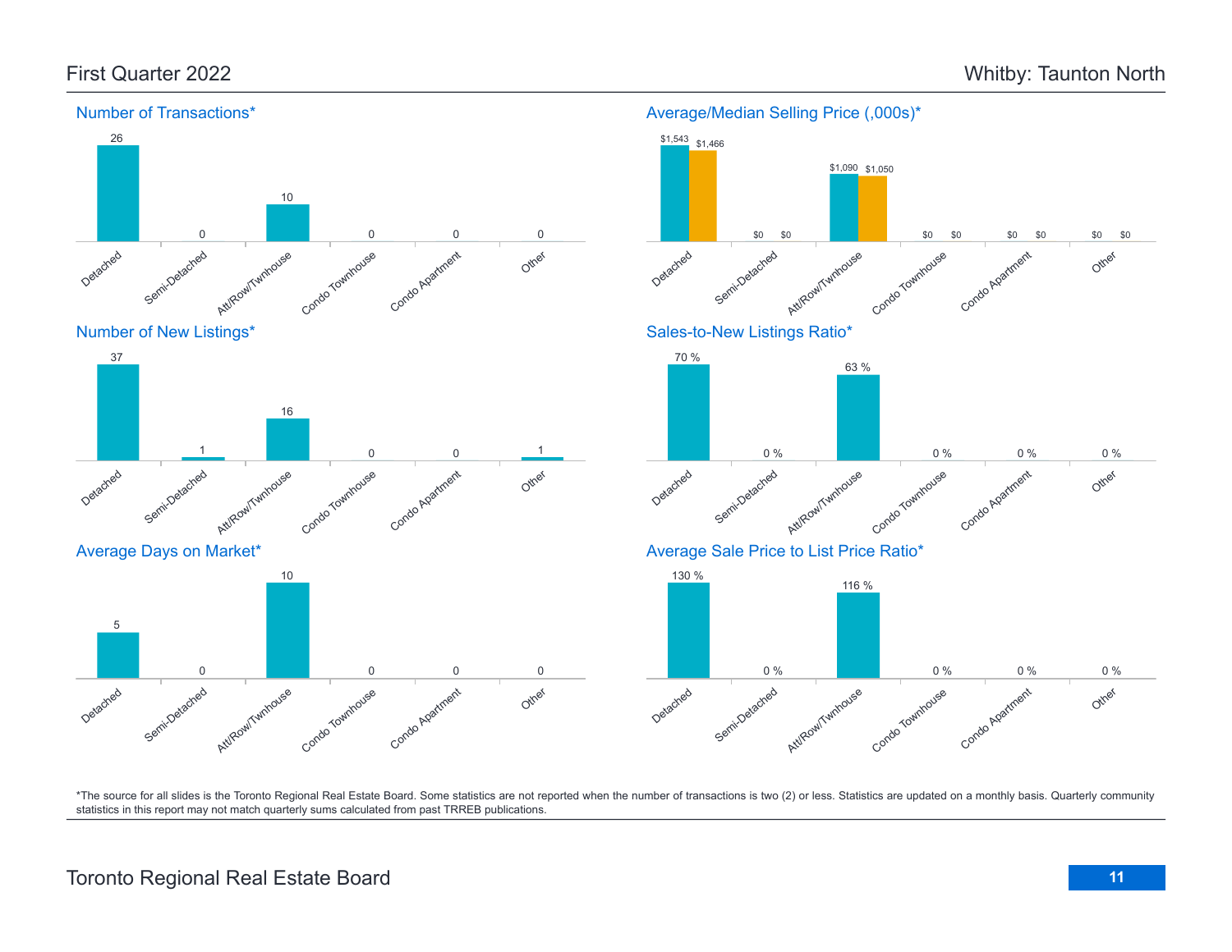# First Quarter 2022 — Whitby: Taunton North

## Number of Transactions*

| Detached | Semi-Detached | Att/Row/Twnhouse | Condo Townhouse | Condo Apartment | Other |
|---|---|---|---|---|---|
| 26 | 0 | 10 | 0 | 0 | 0 |

## Average/Median Selling Price (,000s)*

| | Detached | Semi-Detached | Att/Row/Twnhouse | Condo Townhouse | Condo Apartment | Other |
|---|---|---|---|---|---|---|
| Average | $1,543 | $0 | $1,090 | $0 | $0 | $0 |
| Median | $1,466 | $0 | $1,050 | $0 | $0 | $0 |

## Number of New Listings*

| Detached | Semi-Detached | Att/Row/Twnhouse | Condo Townhouse | Condo Apartment | Other |
|---|---|---|---|---|---|
| 37 | 1 | 16 | 0 | 0 | 1 |

## Sales-to-New Listings Ratio*

| Detached | Semi-Detached | Att/Row/Twnhouse | Condo Townhouse | Condo Apartment | Other |
|---|---|---|---|---|---|
| 70 % | 0 % | 63 % | 0 % | 0 % | 0 % |

## Average Days on Market*

| Detached | Semi-Detached | Att/Row/Twnhouse | Condo Townhouse | Condo Apartment | Other |
|---|---|---|---|---|---|
| 5 | 0 | 10 | 0 | 0 | 0 |

## Average Sale Price to List Price Ratio*

| Detached | Semi-Detached | Att/Row/Twnhouse | Condo Townhouse | Condo Apartment | Other |
|---|---|---|---|---|---|
| 130 % | 0 % | 116 % | 0 % | 0 % | 0 % |

*The source for all slides is the Toronto Regional Real Estate Board. Some statistics are not reported when the number of transactions is two (2) or less. Statistics are updated on a monthly basis. Quarterly community statistics in this report may not match quarterly sums calculated from past TRREB publications.

Toronto Regional Real Estate Board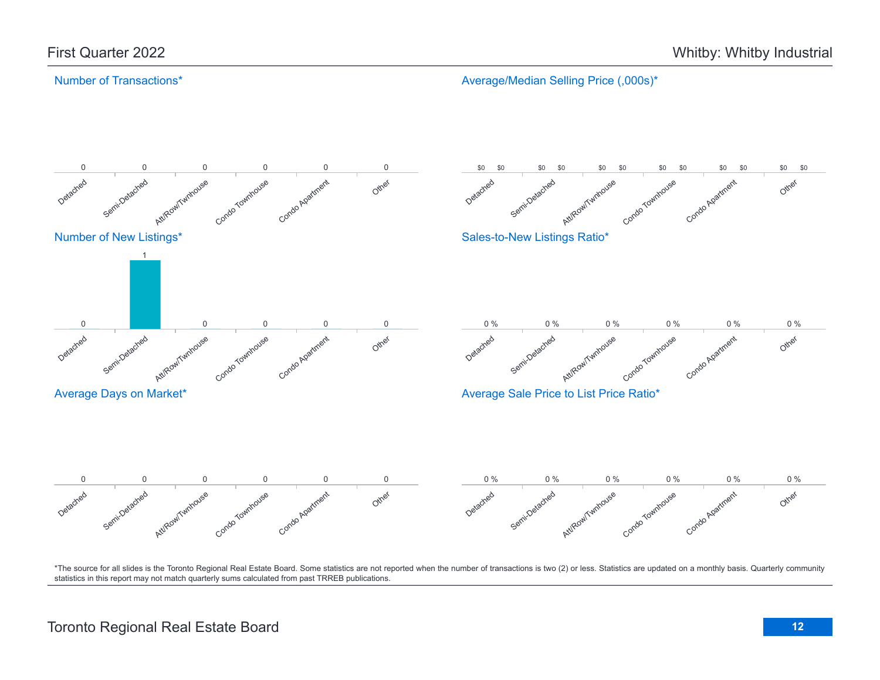First Quarter 2022

Whitby: Whitby Industrial

## Number of Transactions*

| Detached | Semi-Detached | Att/Row/Twnhouse | Condo Townhouse | Condo Apartment | Other |
|---|---|---|---|---|---|
| 0 | 0 | 0 | 0 | 0 | 0 |

## Average/Median Selling Price (,000s)*

| | Detached | Semi-Detached | Att/Row/Twnhouse | Condo Townhouse | Condo Apartment | Other |
|---|---|---|---|---|---|---|
| Average | $0 | $0 | $0 | $0 | $0 | $0 |
| Median | $0 | $0 | $0 | $0 | $0 | $0 |

## Number of New Listings*

| Detached | Semi-Detached | Att/Row/Twnhouse | Condo Townhouse | Condo Apartment | Other |
|---|---|---|---|---|---|
| 0 | 1 | 0 | 0 | 0 | 0 |

## Sales-to-New Listings Ratio*

| Detached | Semi-Detached | Att/Row/Twnhouse | Condo Townhouse | Condo Apartment | Other |
|---|---|---|---|---|---|
| 0 % | 0 % | 0 % | 0 % | 0 % | 0 % |

## Average Days on Market*

| Detached | Semi-Detached | Att/Row/Twnhouse | Condo Townhouse | Condo Apartment | Other |
|---|---|---|---|---|---|
| 0 | 0 | 0 | 0 | 0 | 0 |

## Average Sale Price to List Price Ratio*

| Detached | Semi-Detached | Att/Row/Twnhouse | Condo Townhouse | Condo Apartment | Other |
|---|---|---|---|---|---|
| 0 % | 0 % | 0 % | 0 % | 0 % | 0 % |

*The source for all slides is the Toronto Regional Real Estate Board. Some statistics are not reported when the number of transactions is two (2) or less. Statistics are updated on a monthly basis. Quarterly community statistics in this report may not match quarterly sums calculated from past TRREB publications.

Toronto Regional Real Estate Board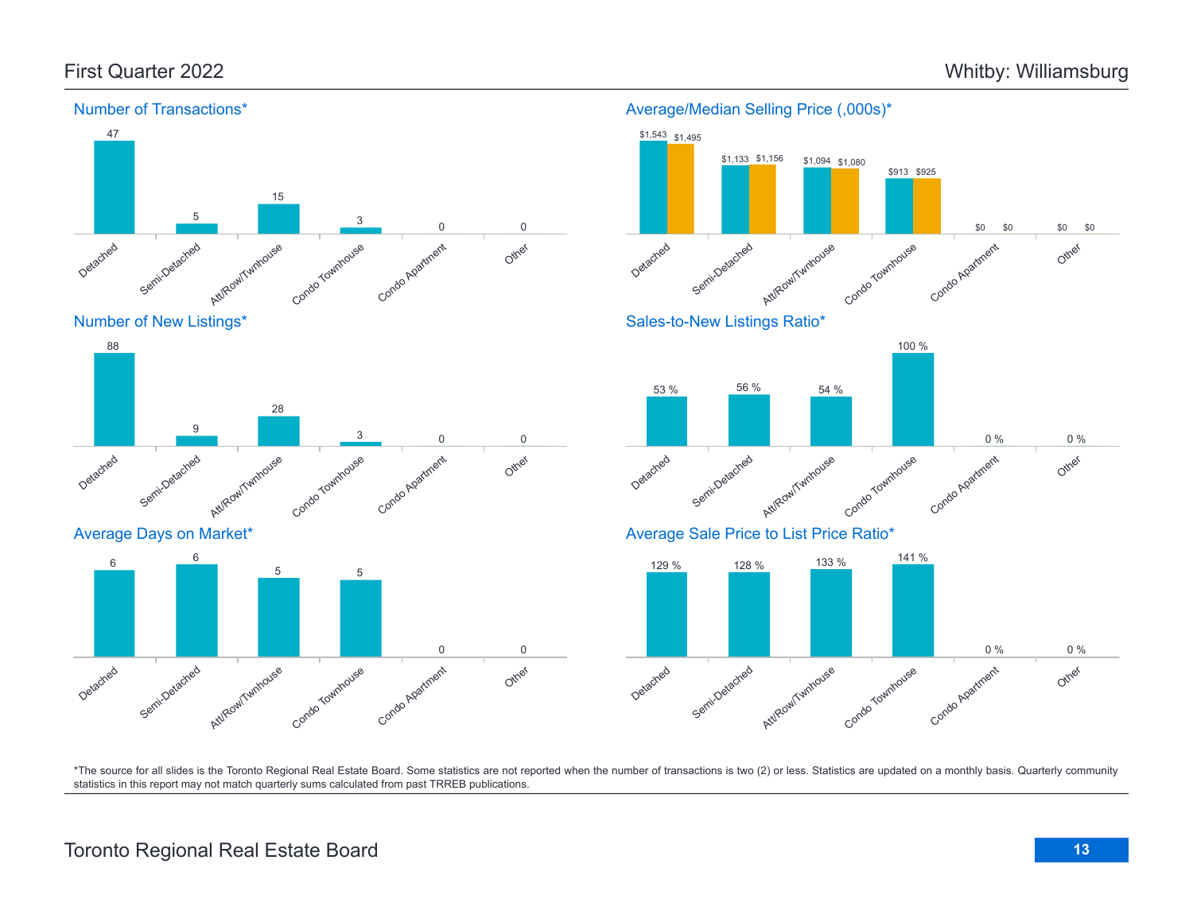First Quarter 2022

Whitby: Williamsburg

## Number of Transactions*

47
5
15
3
0
0

Detached
Semi-Detached
Att/Row/Twnhouse
Condo Townhouse
Condo Apartment
Other

## Average/Median Selling Price (,000s)*

$1,543 $1,495
$1,133 $1,156
$1,094 $1,080
$913 $925
$0 $0
$0 $0

Detached
Semi-Detached
Att/Row/Twnhouse
Condo Townhouse
Condo Apartment
Other

## Number of New Listings*

88
9
28
3
0
0

Detached
Semi-Detached
Att/Row/Twnhouse
Condo Townhouse
Condo Apartment
Other

## Sales-to-New Listings Ratio*

53 %
56 %
54 %
100 %
0 %
0 %

Detached
Semi-Detached
Att/Row/Twnhouse
Condo Townhouse
Condo Apartment
Other

## Average Days on Market*

6
6
5
5
0
0

Detached
Semi-Detached
Att/Row/Twnhouse
Condo Townhouse
Condo Apartment
Other

## Average Sale Price to List Price Ratio*

129 %
128 %
133 %
141 %
0 %
0 %

Detached
Semi-Detached
Att/Row/Twnhouse
Condo Townhouse
Condo Apartment
Other

*The source for all slides is the Toronto Regional Real Estate Board. Some statistics are not reported when the number of transactions is two (2) or less. Statistics are updated on a monthly basis. Quarterly community statistics in this report may not match quarterly sums calculated from past TRREB publications.

Toronto Regional Real Estate Board